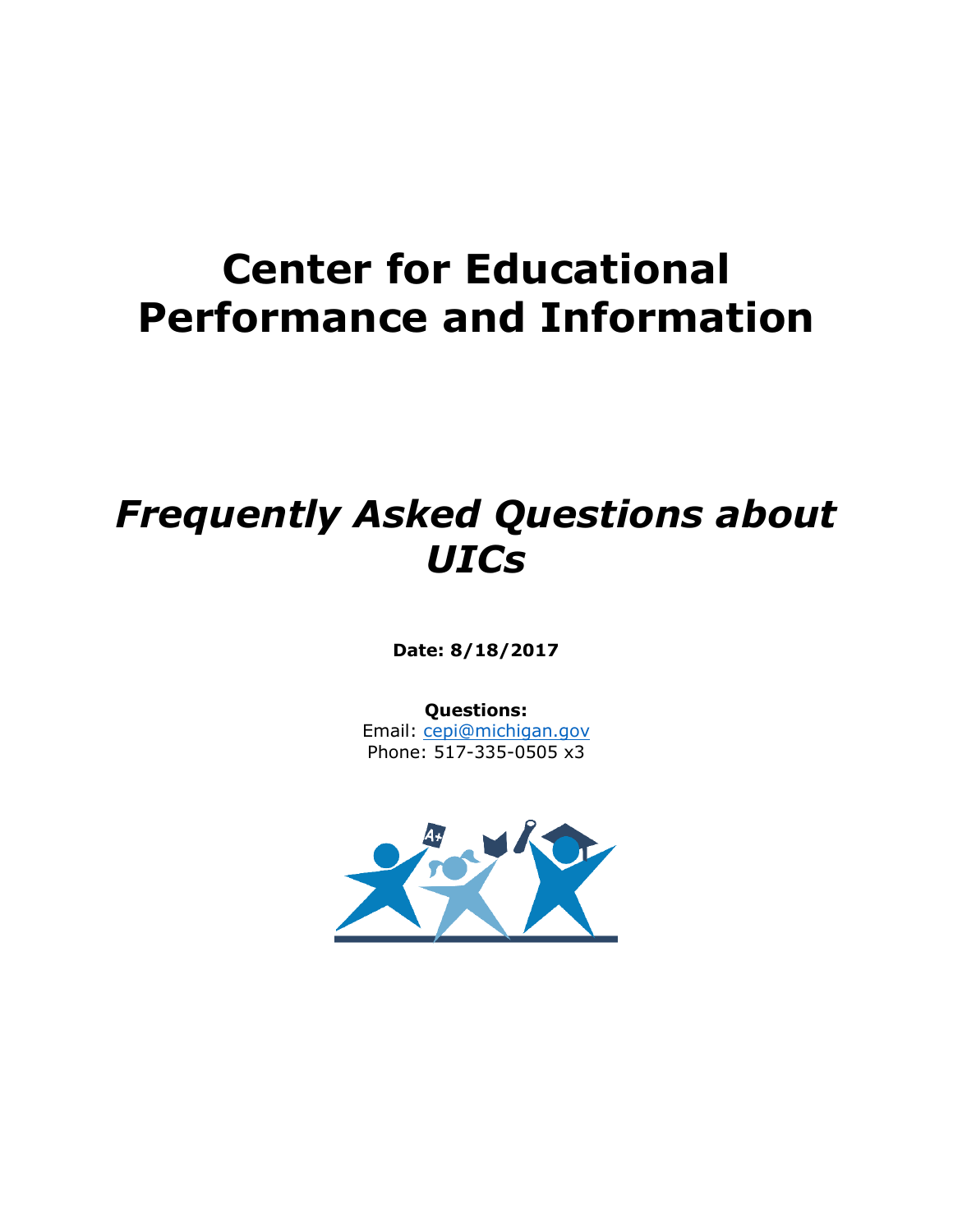# Center for Educational Performance and Information

## *Frequently Asked Questions about UICs*

**Date: 8/18/2017**

**Questions:**
Email: cepi@michigan.gov
Phone: 517-335-0505 x3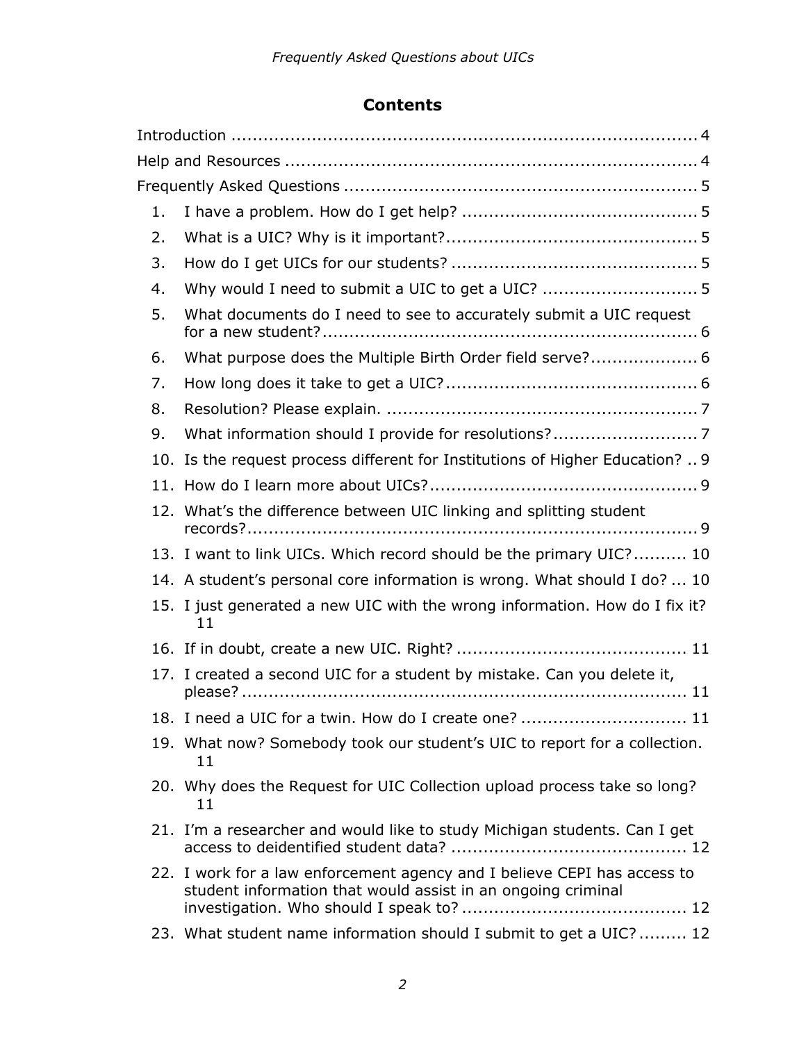## Contents

Introduction ........................................................................................ 4

Help and Resources ............................................................................ 4

Frequently Asked Questions ................................................................. 5

1. I have a problem. How do I get help? ........................................... 5
2. What is a UIC? Why is it important? .............................................. 5
3. How do I get UICs for our students? ............................................. 5
4. Why would I need to submit a UIC to get a UIC? ............................ 5
5. What documents do I need to see to accurately submit a UIC request for a new student? ..................................................................... 6
6. What purpose does the Multiple Birth Order field serve? .................... 6
7. How long does it take to get a UIC? .............................................. 6
8. Resolution? Please explain. .......................................................... 7
9. What information should I provide for resolutions? ........................... 7
10. Is the request process different for Institutions of Higher Education? .. 9
11. How do I learn more about UICs? .................................................. 9
12. What's the difference between UIC linking and splitting student records? ................................................................................... 9
13. I want to link UICs. Which record should be the primary UIC? .......... 10
14. A student's personal core information is wrong. What should I do? ... 10
15. I just generated a new UIC with the wrong information. How do I fix it? 11
16. If in doubt, create a new UIC. Right? ............................................ 11
17. I created a second UIC for a student by mistake. Can you delete it, please? ................................................................................... 11
18. I need a UIC for a twin. How do I create one? ................................ 11
19. What now? Somebody took our student's UIC to report for a collection. 11
20. Why does the Request for UIC Collection upload process take so long? 11
21. I'm a researcher and would like to study Michigan students. Can I get access to deidentified student data? ............................................ 12
22. I work for a law enforcement agency and I believe CEPI has access to student information that would assist in an ongoing criminal investigation. Who should I speak to? ......................................... 12
23. What student name information should I submit to get a UIC? ......... 12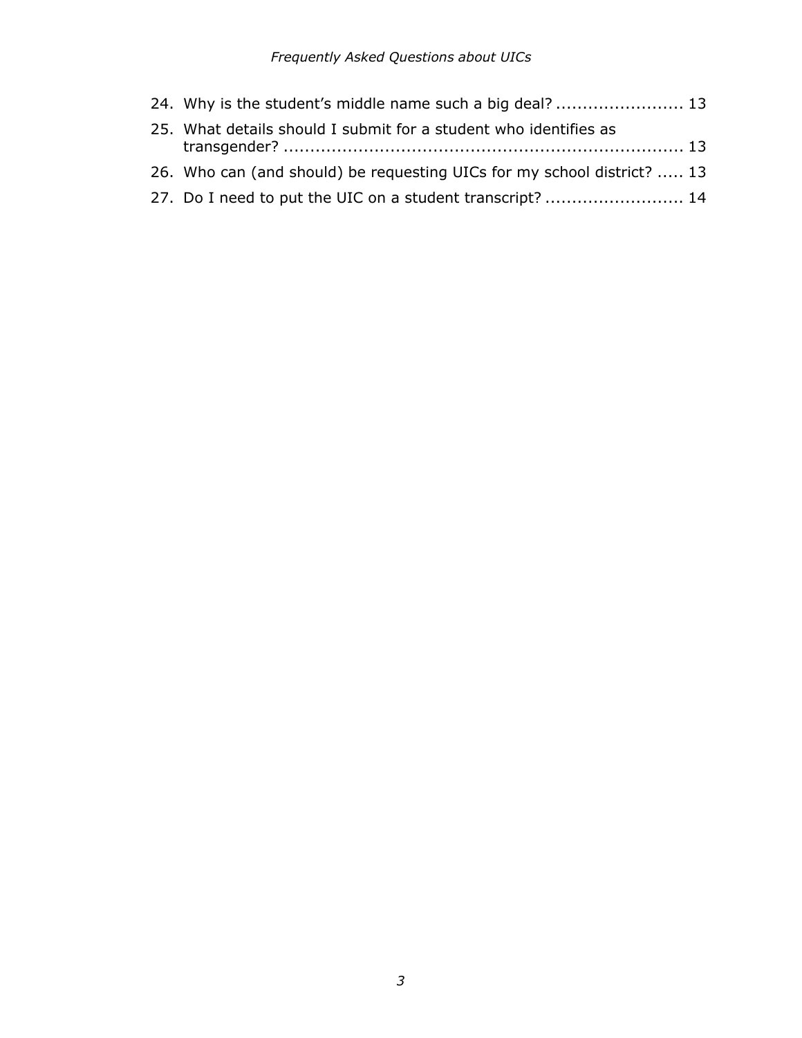24. Why is the student's middle name such a big deal? ........................ 13
25. What details should I submit for a student who identifies as transgender? ........................................................................... 13
26. Who can (and should) be requesting UICs for my school district? ..... 13
27. Do I need to put the UIC on a student transcript? .......................... 14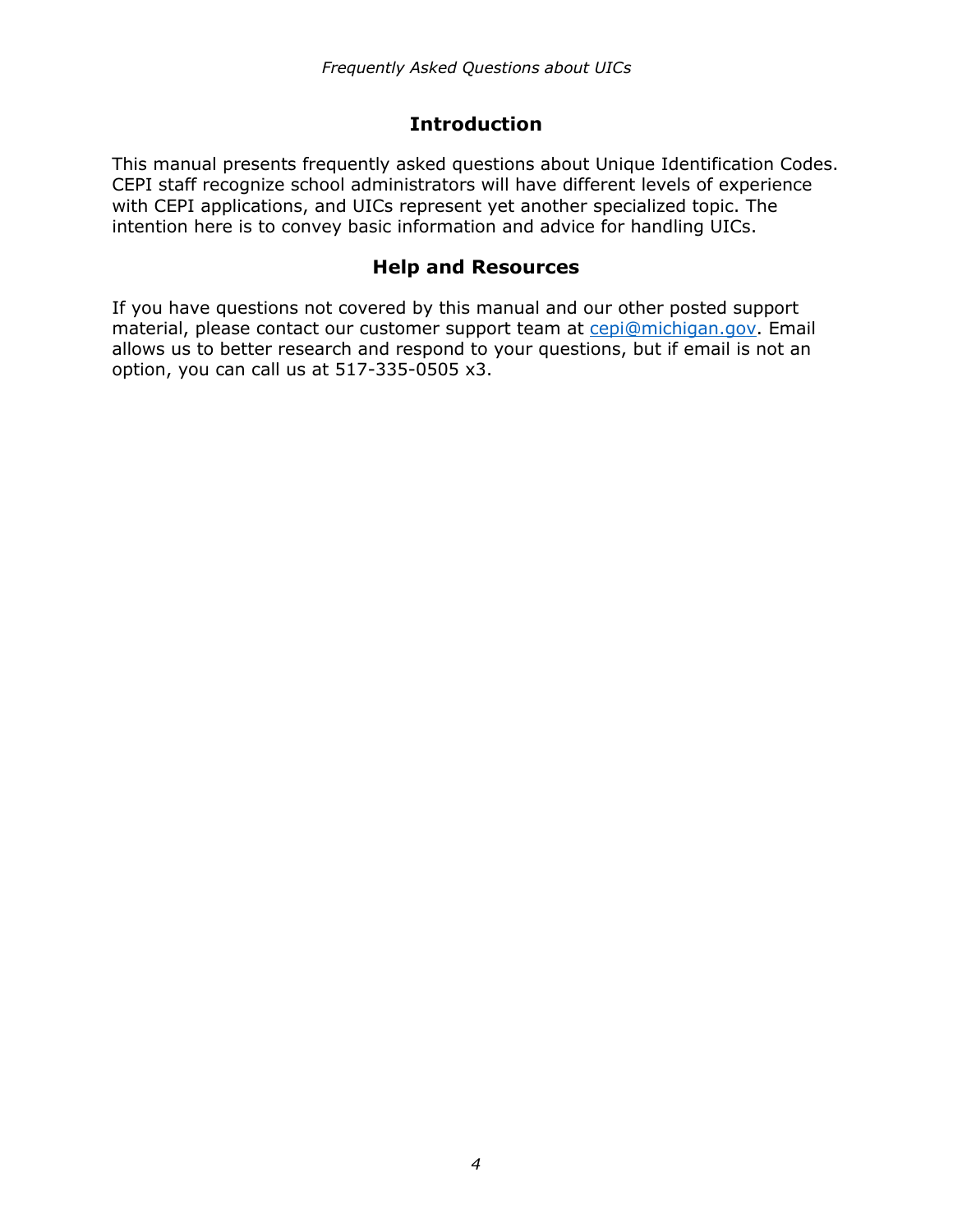## Introduction

This manual presents frequently asked questions about Unique Identification Codes. CEPI staff recognize school administrators will have different levels of experience with CEPI applications, and UICs represent yet another specialized topic. The intention here is to convey basic information and advice for handling UICs.

## Help and Resources

If you have questions not covered by this manual and our other posted support material, please contact our customer support team at [cepi@michigan.gov](mailto:cepi@michigan.gov). Email allows us to better research and respond to your questions, but if email is not an option, you can call us at 517-335-0505 x3.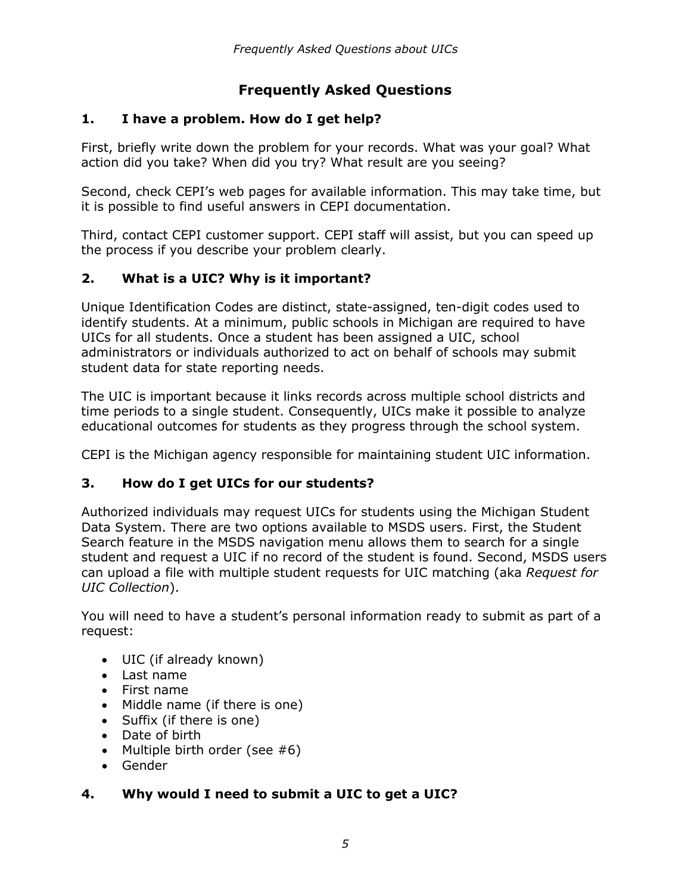## Frequently Asked Questions

### 1. I have a problem. How do I get help?

First, briefly write down the problem for your records. What was your goal? What action did you take? When did you try? What result are you seeing?

Second, check CEPI's web pages for available information. This may take time, but it is possible to find useful answers in CEPI documentation.

Third, contact CEPI customer support. CEPI staff will assist, but you can speed up the process if you describe your problem clearly.

### 2. What is a UIC? Why is it important?

Unique Identification Codes are distinct, state-assigned, ten-digit codes used to identify students. At a minimum, public schools in Michigan are required to have UICs for all students. Once a student has been assigned a UIC, school administrators or individuals authorized to act on behalf of schools may submit student data for state reporting needs.

The UIC is important because it links records across multiple school districts and time periods to a single student. Consequently, UICs make it possible to analyze educational outcomes for students as they progress through the school system.

CEPI is the Michigan agency responsible for maintaining student UIC information.

### 3. How do I get UICs for our students?

Authorized individuals may request UICs for students using the Michigan Student Data System. There are two options available to MSDS users. First, the Student Search feature in the MSDS navigation menu allows them to search for a single student and request a UIC if no record of the student is found. Second, MSDS users can upload a file with multiple student requests for UIC matching (aka *Request for UIC Collection*).

You will need to have a student's personal information ready to submit as part of a request:

- UIC (if already known)
- Last name
- First name
- Middle name (if there is one)
- Suffix (if there is one)
- Date of birth
- Multiple birth order (see #6)
- Gender

### 4. Why would I need to submit a UIC to get a UIC?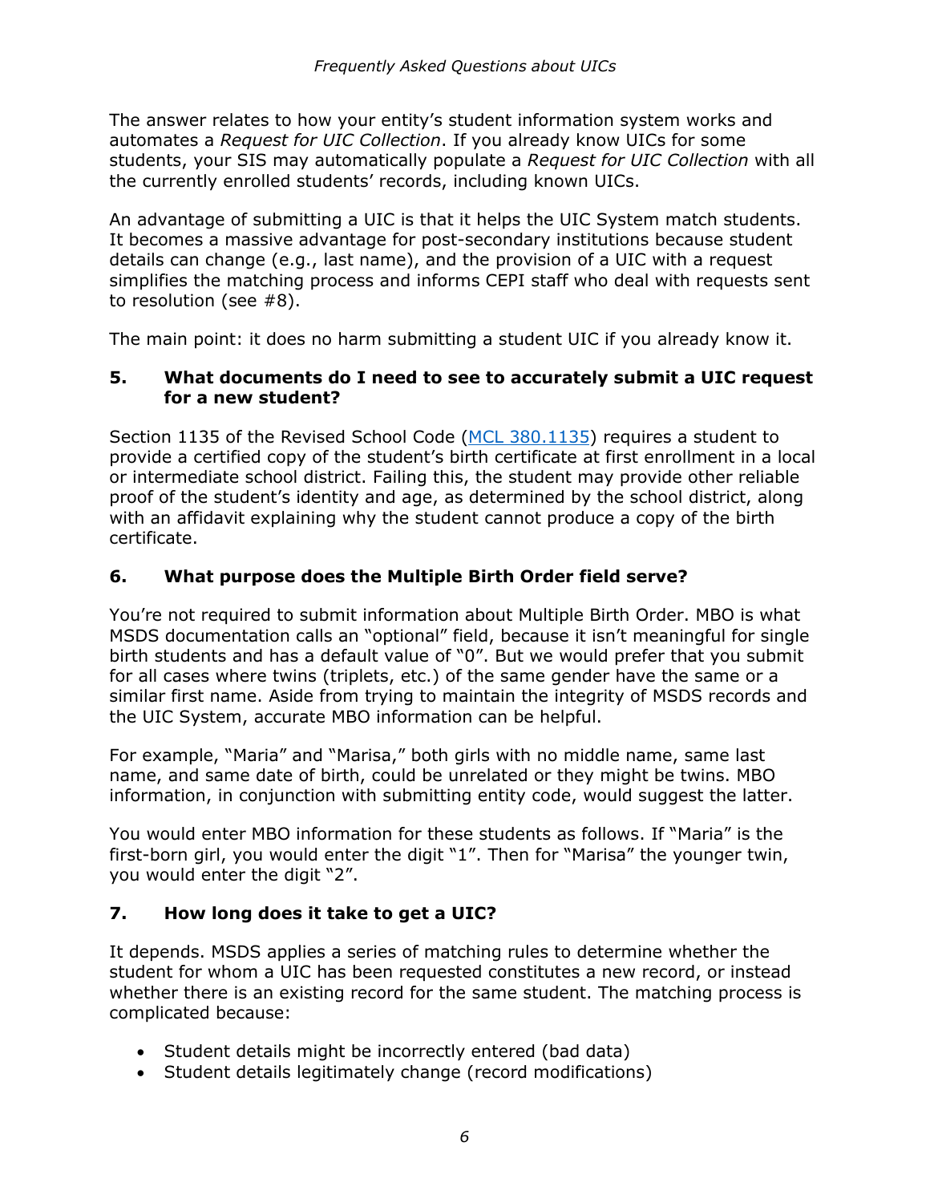The answer relates to how your entity's student information system works and automates a *Request for UIC Collection*. If you already know UICs for some students, your SIS may automatically populate a *Request for UIC Collection* with all the currently enrolled students' records, including known UICs.

An advantage of submitting a UIC is that it helps the UIC System match students. It becomes a massive advantage for post-secondary institutions because student details can change (e.g., last name), and the provision of a UIC with a request simplifies the matching process and informs CEPI staff who deal with requests sent to resolution (see #8).

The main point: it does no harm submitting a student UIC if you already know it.

### 5. What documents do I need to see to accurately submit a UIC request for a new student?

Section 1135 of the Revised School Code ([MCL 380.1135]) requires a student to provide a certified copy of the student's birth certificate at first enrollment in a local or intermediate school district. Failing this, the student may provide other reliable proof of the student's identity and age, as determined by the school district, along with an affidavit explaining why the student cannot produce a copy of the birth certificate.

### 6. What purpose does the Multiple Birth Order field serve?

You're not required to submit information about Multiple Birth Order. MBO is what MSDS documentation calls an "optional" field, because it isn't meaningful for single birth students and has a default value of "0". But we would prefer that you submit for all cases where twins (triplets, etc.) of the same gender have the same or a similar first name. Aside from trying to maintain the integrity of MSDS records and the UIC System, accurate MBO information can be helpful.

For example, "Maria" and "Marisa," both girls with no middle name, same last name, and same date of birth, could be unrelated or they might be twins. MBO information, in conjunction with submitting entity code, would suggest the latter.

You would enter MBO information for these students as follows. If "Maria" is the first-born girl, you would enter the digit "1". Then for "Marisa" the younger twin, you would enter the digit "2".

### 7. How long does it take to get a UIC?

It depends. MSDS applies a series of matching rules to determine whether the student for whom a UIC has been requested constitutes a new record, or instead whether there is an existing record for the same student. The matching process is complicated because:

- Student details might be incorrectly entered (bad data)
- Student details legitimately change (record modifications)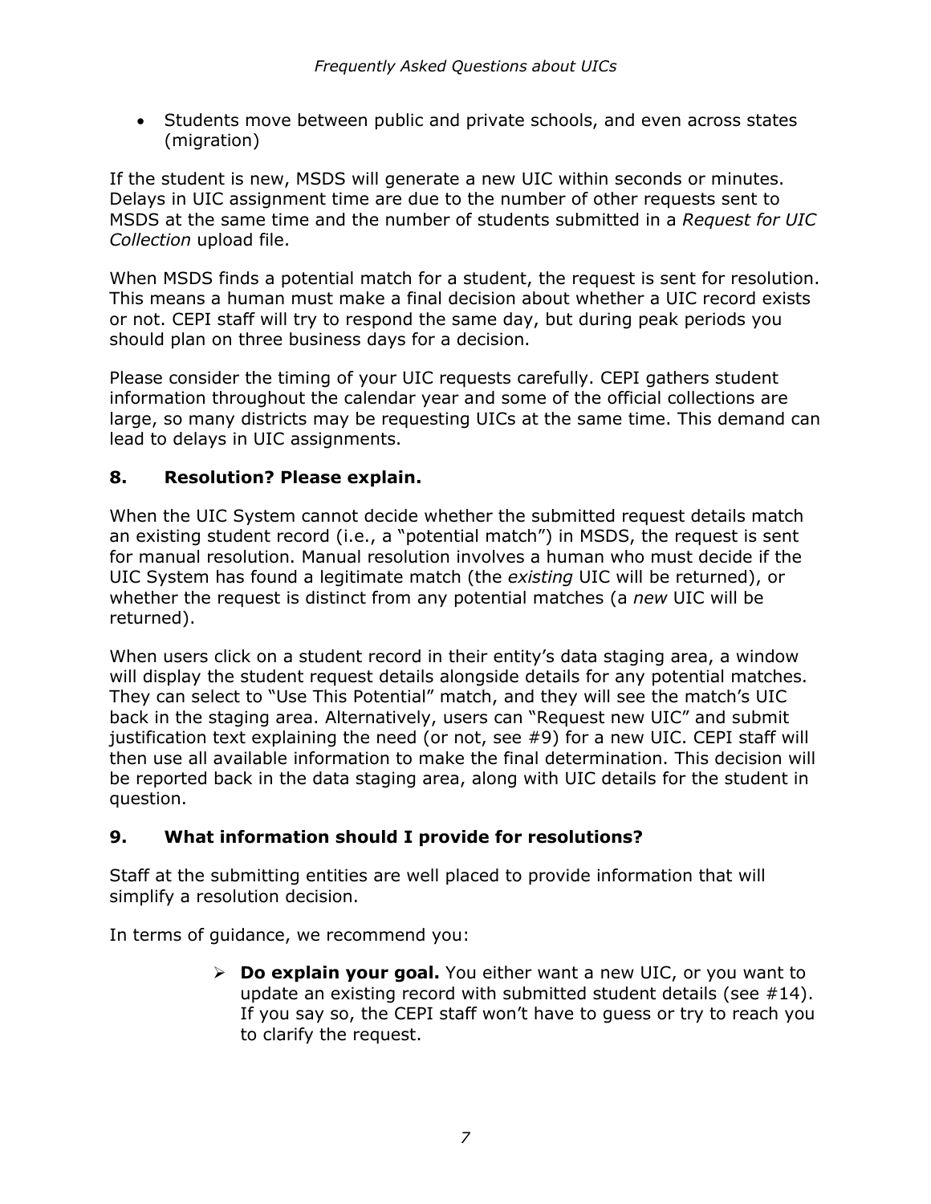- Students move between public and private schools, and even across states (migration)

If the student is new, MSDS will generate a new UIC within seconds or minutes. Delays in UIC assignment time are due to the number of other requests sent to MSDS at the same time and the number of students submitted in a *Request for UIC Collection* upload file.

When MSDS finds a potential match for a student, the request is sent for resolution. This means a human must make a final decision about whether a UIC record exists or not. CEPI staff will try to respond the same day, but during peak periods you should plan on three business days for a decision.

Please consider the timing of your UIC requests carefully. CEPI gathers student information throughout the calendar year and some of the official collections are large, so many districts may be requesting UICs at the same time. This demand can lead to delays in UIC assignments.

### 8. Resolution? Please explain.

When the UIC System cannot decide whether the submitted request details match an existing student record (i.e., a "potential match") in MSDS, the request is sent for manual resolution. Manual resolution involves a human who must decide if the UIC System has found a legitimate match (the *existing* UIC will be returned), or whether the request is distinct from any potential matches (a *new* UIC will be returned).

When users click on a student record in their entity's data staging area, a window will display the student request details alongside details for any potential matches. They can select to "Use This Potential" match, and they will see the match's UIC back in the staging area. Alternatively, users can "Request new UIC" and submit justification text explaining the need (or not, see #9) for a new UIC. CEPI staff will then use all available information to make the final determination. This decision will be reported back in the data staging area, along with UIC details for the student in question.

### 9. What information should I provide for resolutions?

Staff at the submitting entities are well placed to provide information that will simplify a resolution decision.

In terms of guidance, we recommend you:

- **Do explain your goal.** You either want a new UIC, or you want to update an existing record with submitted student details (see #14). If you say so, the CEPI staff won't have to guess or try to reach you to clarify the request.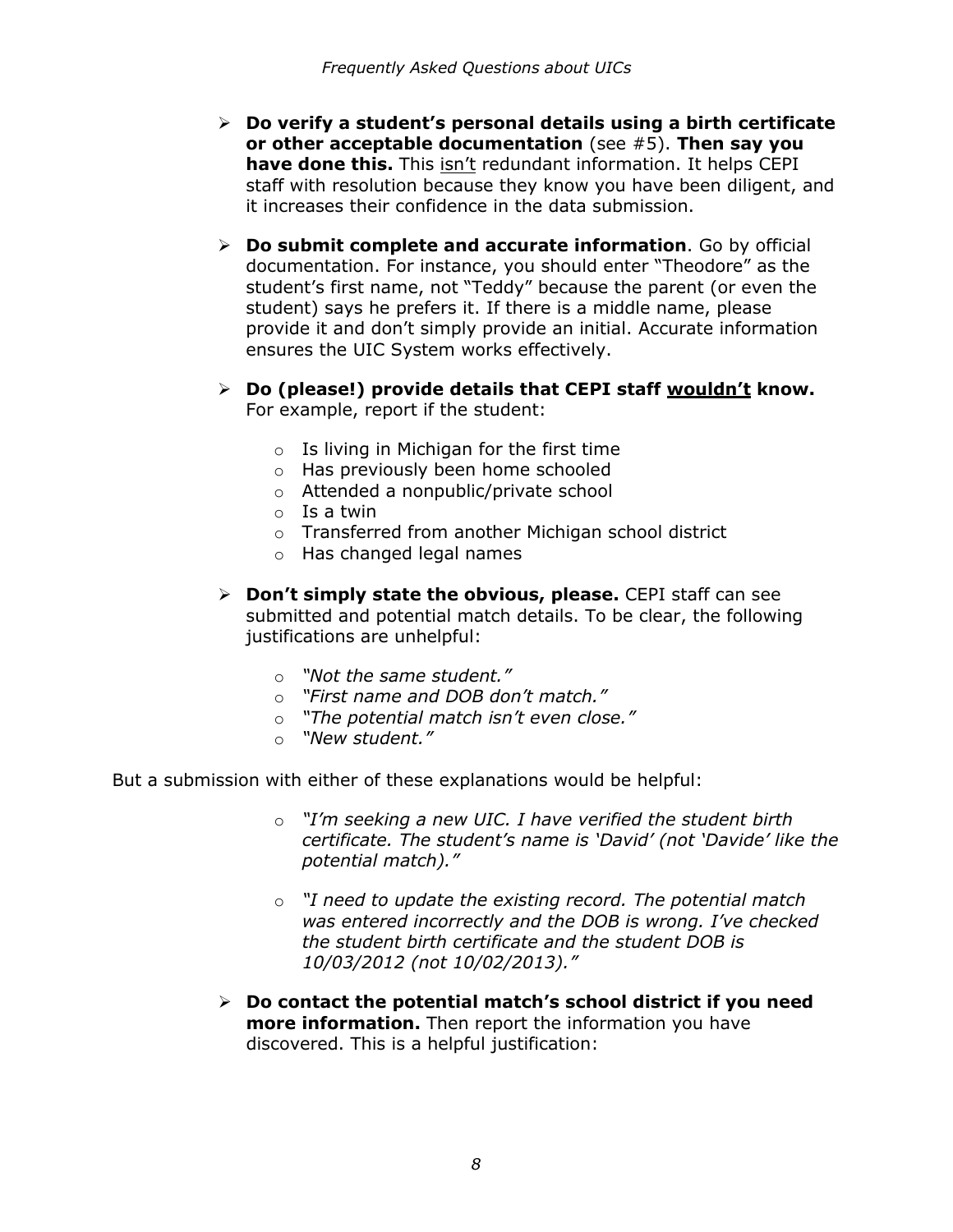- **Do verify a student's personal details using a birth certificate or other acceptable documentation** (see #5). **Then say you have done this.** This <u>isn't</u> redundant information. It helps CEPI staff with resolution because they know you have been diligent, and it increases their confidence in the data submission.

- **Do submit complete and accurate information**. Go by official documentation. For instance, you should enter "Theodore" as the student's first name, not "Teddy" because the parent (or even the student) says he prefers it. If there is a middle name, please provide it and don't simply provide an initial. Accurate information ensures the UIC System works effectively.

- **Do (please!) provide details that CEPI staff <u>wouldn't</u> know.** For example, report if the student:
  - Is living in Michigan for the first time
  - Has previously been home schooled
  - Attended a nonpublic/private school
  - Is a twin
  - Transferred from another Michigan school district
  - Has changed legal names

- **Don't simply state the obvious, please.** CEPI staff can see submitted and potential match details. To be clear, the following justifications are unhelpful:
  - *"Not the same student."*
  - *"First name and DOB don't match."*
  - *"The potential match isn't even close."*
  - *"New student."*

But a submission with either of these explanations would be helpful:

- *"I'm seeking a new UIC. I have verified the student birth certificate. The student's name is 'David' (not 'Davide' like the potential match)."*

- *"I need to update the existing record. The potential match was entered incorrectly and the DOB is wrong. I've checked the student birth certificate and the student DOB is 10/03/2012 (not 10/02/2013)."*

- **Do contact the potential match's school district if you need more information.** Then report the information you have discovered. This is a helpful justification: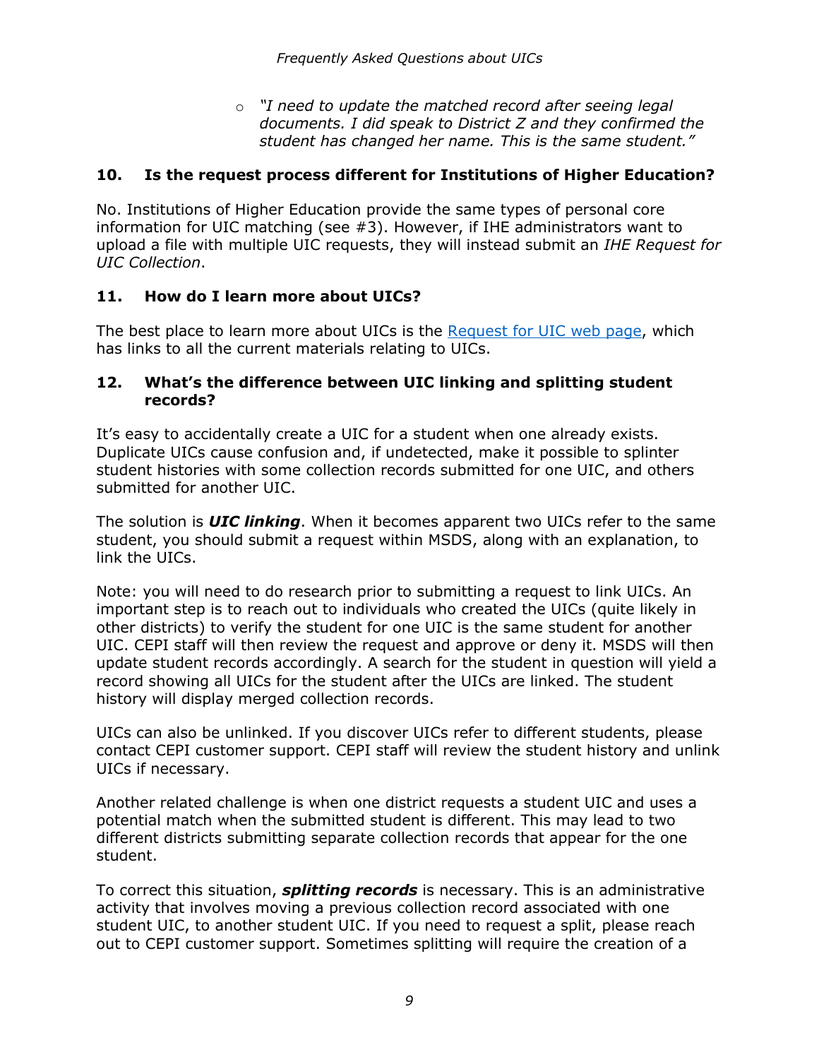- *"I need to update the matched record after seeing legal documents. I did speak to District Z and they confirmed the student has changed her name. This is the same student."*

### 10. Is the request process different for Institutions of Higher Education?

No. Institutions of Higher Education provide the same types of personal core information for UIC matching (see #3). However, if IHE administrators want to upload a file with multiple UIC requests, they will instead submit an *IHE Request for UIC Collection*.

### 11. How do I learn more about UICs?

The best place to learn more about UICs is the [Request for UIC web page](), which has links to all the current materials relating to UICs.

### 12. What's the difference between UIC linking and splitting student records?

It's easy to accidentally create a UIC for a student when one already exists. Duplicate UICs cause confusion and, if undetected, make it possible to splinter student histories with some collection records submitted for one UIC, and others submitted for another UIC.

The solution is ***UIC linking***. When it becomes apparent two UICs refer to the same student, you should submit a request within MSDS, along with an explanation, to link the UICs.

Note: you will need to do research prior to submitting a request to link UICs. An important step is to reach out to individuals who created the UICs (quite likely in other districts) to verify the student for one UIC is the same student for another UIC. CEPI staff will then review the request and approve or deny it. MSDS will then update student records accordingly. A search for the student in question will yield a record showing all UICs for the student after the UICs are linked. The student history will display merged collection records.

UICs can also be unlinked. If you discover UICs refer to different students, please contact CEPI customer support. CEPI staff will review the student history and unlink UICs if necessary.

Another related challenge is when one district requests a student UIC and uses a potential match when the submitted student is different. This may lead to two different districts submitting separate collection records that appear for the one student.

To correct this situation, ***splitting records*** is necessary. This is an administrative activity that involves moving a previous collection record associated with one student UIC, to another student UIC. If you need to request a split, please reach out to CEPI customer support. Sometimes splitting will require the creation of a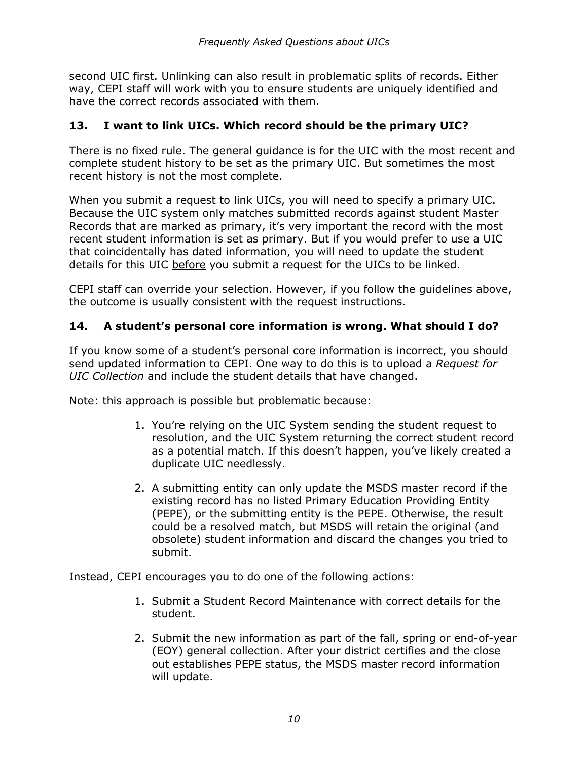second UIC first. Unlinking can also result in problematic splits of records. Either way, CEPI staff will work with you to ensure students are uniquely identified and have the correct records associated with them.

### 13. I want to link UICs. Which record should be the primary UIC?

There is no fixed rule. The general guidance is for the UIC with the most recent and complete student history to be set as the primary UIC. But sometimes the most recent history is not the most complete.

When you submit a request to link UICs, you will need to specify a primary UIC. Because the UIC system only matches submitted records against student Master Records that are marked as primary, it's very important the record with the most recent student information is set as primary. But if you would prefer to use a UIC that coincidentally has dated information, you will need to update the student details for this UIC <u>before</u> you submit a request for the UICs to be linked.

CEPI staff can override your selection. However, if you follow the guidelines above, the outcome is usually consistent with the request instructions.

### 14. A student's personal core information is wrong. What should I do?

If you know some of a student's personal core information is incorrect, you should send updated information to CEPI. One way to do this is to upload a *Request for UIC Collection* and include the student details that have changed.

Note: this approach is possible but problematic because:

1. You're relying on the UIC System sending the student request to resolution, and the UIC System returning the correct student record as a potential match. If this doesn't happen, you've likely created a duplicate UIC needlessly.
2. A submitting entity can only update the MSDS master record if the existing record has no listed Primary Education Providing Entity (PEPE), or the submitting entity is the PEPE. Otherwise, the result could be a resolved match, but MSDS will retain the original (and obsolete) student information and discard the changes you tried to submit.

Instead, CEPI encourages you to do one of the following actions:

1. Submit a Student Record Maintenance with correct details for the student.
2. Submit the new information as part of the fall, spring or end-of-year (EOY) general collection. After your district certifies and the close out establishes PEPE status, the MSDS master record information will update.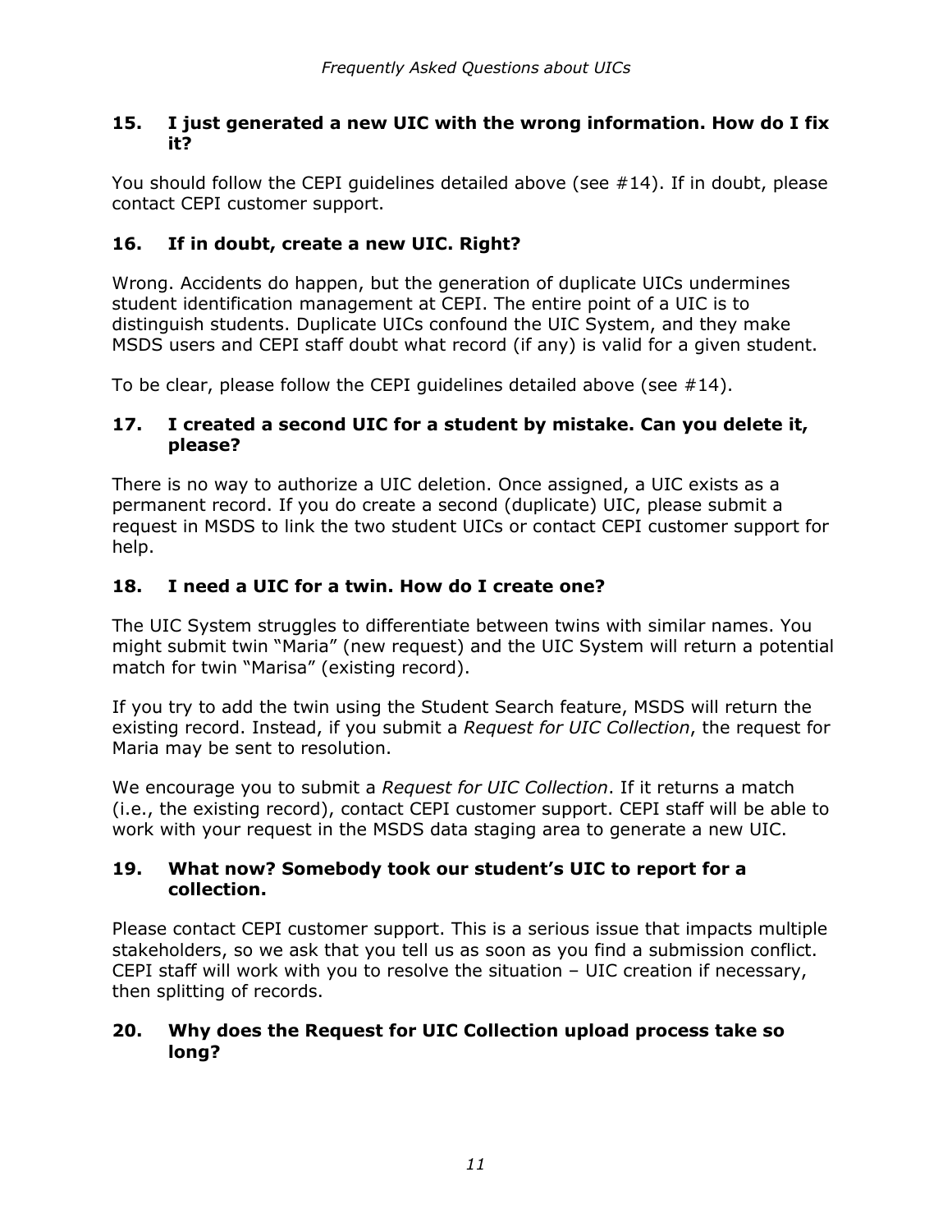### 15. I just generated a new UIC with the wrong information. How do I fix it?

You should follow the CEPI guidelines detailed above (see #14). If in doubt, please contact CEPI customer support.

### 16. If in doubt, create a new UIC. Right?

Wrong. Accidents do happen, but the generation of duplicate UICs undermines student identification management at CEPI. The entire point of a UIC is to distinguish students. Duplicate UICs confound the UIC System, and they make MSDS users and CEPI staff doubt what record (if any) is valid for a given student.

To be clear, please follow the CEPI guidelines detailed above (see #14).

### 17. I created a second UIC for a student by mistake. Can you delete it, please?

There is no way to authorize a UIC deletion. Once assigned, a UIC exists as a permanent record. If you do create a second (duplicate) UIC, please submit a request in MSDS to link the two student UICs or contact CEPI customer support for help.

### 18. I need a UIC for a twin. How do I create one?

The UIC System struggles to differentiate between twins with similar names. You might submit twin "Maria" (new request) and the UIC System will return a potential match for twin "Marisa" (existing record).

If you try to add the twin using the Student Search feature, MSDS will return the existing record. Instead, if you submit a *Request for UIC Collection*, the request for Maria may be sent to resolution.

We encourage you to submit a *Request for UIC Collection*. If it returns a match (i.e., the existing record), contact CEPI customer support. CEPI staff will be able to work with your request in the MSDS data staging area to generate a new UIC.

### 19. What now? Somebody took our student's UIC to report for a collection.

Please contact CEPI customer support. This is a serious issue that impacts multiple stakeholders, so we ask that you tell us as soon as you find a submission conflict. CEPI staff will work with you to resolve the situation – UIC creation if necessary, then splitting of records.

### 20. Why does the Request for UIC Collection upload process take so long?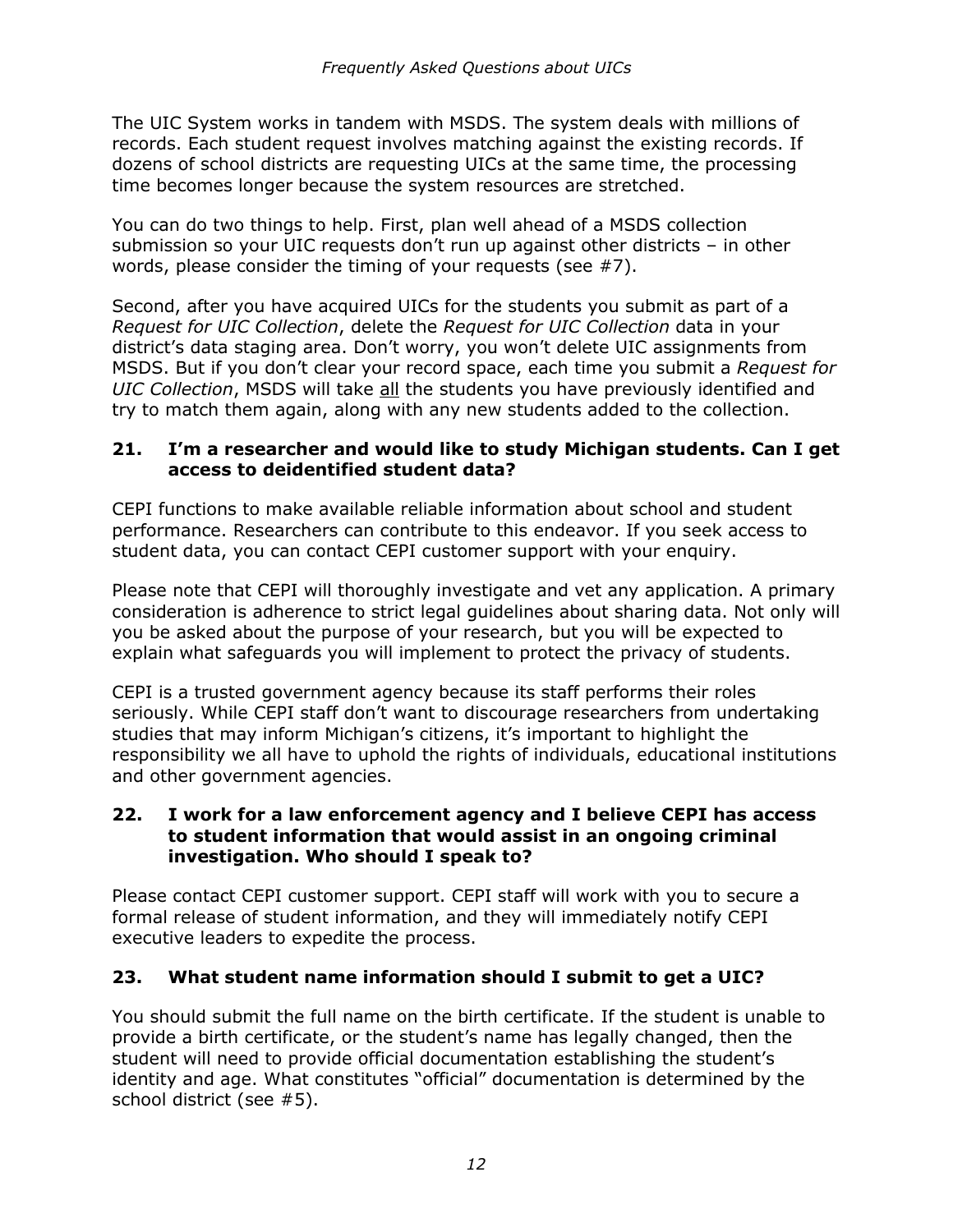The UIC System works in tandem with MSDS. The system deals with millions of records. Each student request involves matching against the existing records. If dozens of school districts are requesting UICs at the same time, the processing time becomes longer because the system resources are stretched.

You can do two things to help. First, plan well ahead of a MSDS collection submission so your UIC requests don't run up against other districts – in other words, please consider the timing of your requests (see #7).

Second, after you have acquired UICs for the students you submit as part of a *Request for UIC Collection*, delete the *Request for UIC Collection* data in your district's data staging area. Don't worry, you won't delete UIC assignments from MSDS. But if you don't clear your record space, each time you submit a *Request for UIC Collection*, MSDS will take <u>all</u> the students you have previously identified and try to match them again, along with any new students added to the collection.

### 21. I'm a researcher and would like to study Michigan students. Can I get access to deidentified student data?

CEPI functions to make available reliable information about school and student performance. Researchers can contribute to this endeavor. If you seek access to student data, you can contact CEPI customer support with your enquiry.

Please note that CEPI will thoroughly investigate and vet any application. A primary consideration is adherence to strict legal guidelines about sharing data. Not only will you be asked about the purpose of your research, but you will be expected to explain what safeguards you will implement to protect the privacy of students.

CEPI is a trusted government agency because its staff performs their roles seriously. While CEPI staff don't want to discourage researchers from undertaking studies that may inform Michigan's citizens, it's important to highlight the responsibility we all have to uphold the rights of individuals, educational institutions and other government agencies.

### 22. I work for a law enforcement agency and I believe CEPI has access to student information that would assist in an ongoing criminal investigation. Who should I speak to?

Please contact CEPI customer support. CEPI staff will work with you to secure a formal release of student information, and they will immediately notify CEPI executive leaders to expedite the process.

### 23. What student name information should I submit to get a UIC?

You should submit the full name on the birth certificate. If the student is unable to provide a birth certificate, or the student's name has legally changed, then the student will need to provide official documentation establishing the student's identity and age. What constitutes "official" documentation is determined by the school district (see #5).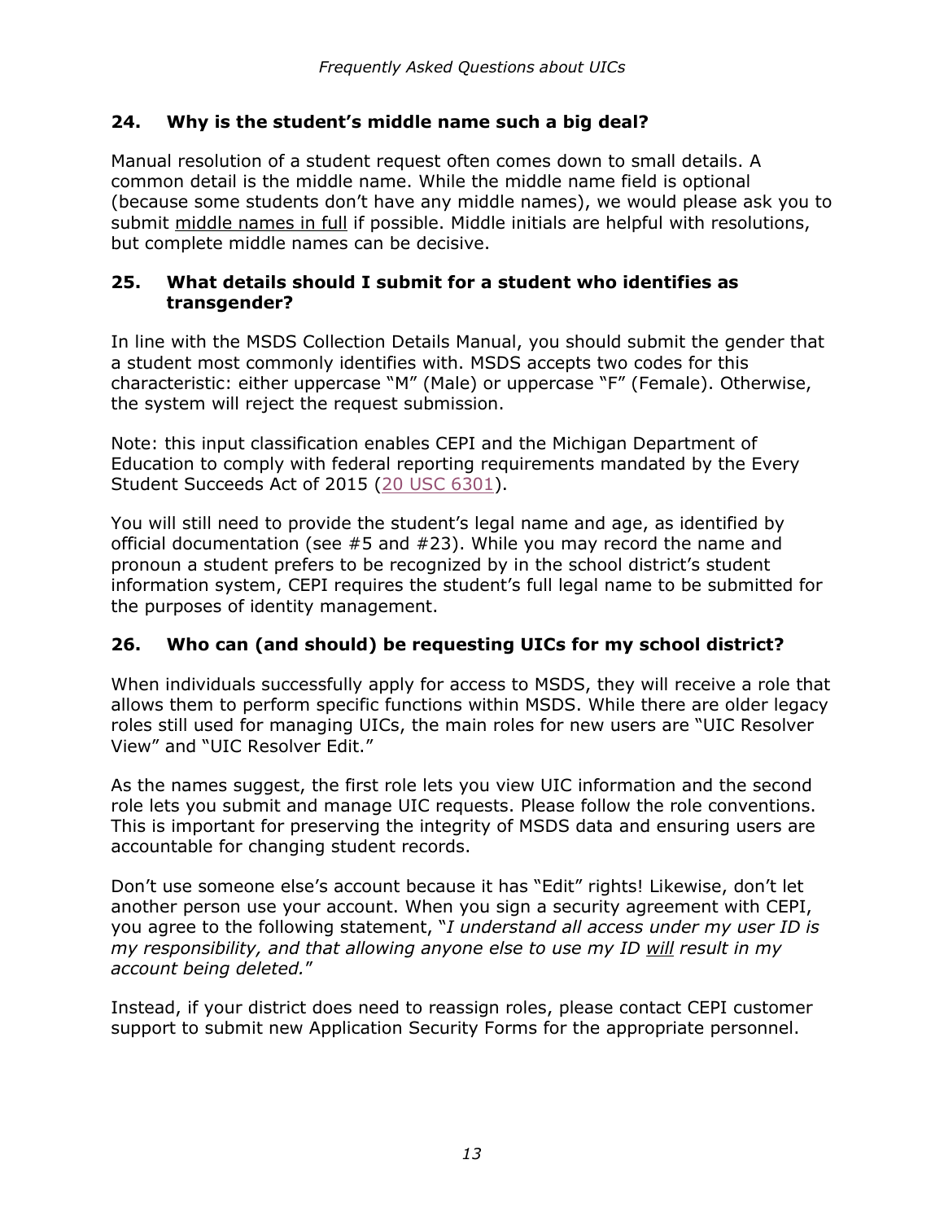### 24. Why is the student's middle name such a big deal?

Manual resolution of a student request often comes down to small details. A common detail is the middle name. While the middle name field is optional (because some students don't have any middle names), we would please ask you to submit <u>middle names in full</u> if possible. Middle initials are helpful with resolutions, but complete middle names can be decisive.

### 25. What details should I submit for a student who identifies as transgender?

In line with the MSDS Collection Details Manual, you should submit the gender that a student most commonly identifies with. MSDS accepts two codes for this characteristic: either uppercase "M" (Male) or uppercase "F" (Female). Otherwise, the system will reject the request submission.

Note: this input classification enables CEPI and the Michigan Department of Education to comply with federal reporting requirements mandated by the Every Student Succeeds Act of 2015 (20 USC 6301).

You will still need to provide the student's legal name and age, as identified by official documentation (see #5 and #23). While you may record the name and pronoun a student prefers to be recognized by in the school district's student information system, CEPI requires the student's full legal name to be submitted for the purposes of identity management.

### 26. Who can (and should) be requesting UICs for my school district?

When individuals successfully apply for access to MSDS, they will receive a role that allows them to perform specific functions within MSDS. While there are older legacy roles still used for managing UICs, the main roles for new users are "UIC Resolver View" and "UIC Resolver Edit."

As the names suggest, the first role lets you view UIC information and the second role lets you submit and manage UIC requests. Please follow the role conventions. This is important for preserving the integrity of MSDS data and ensuring users are accountable for changing student records.

Don't use someone else's account because it has "Edit" rights! Likewise, don't let another person use your account. When you sign a security agreement with CEPI, you agree to the following statement, "*I understand all access under my user ID is my responsibility, and that allowing anyone else to use my ID <u>will</u> result in my account being deleted.*"

Instead, if your district does need to reassign roles, please contact CEPI customer support to submit new Application Security Forms for the appropriate personnel.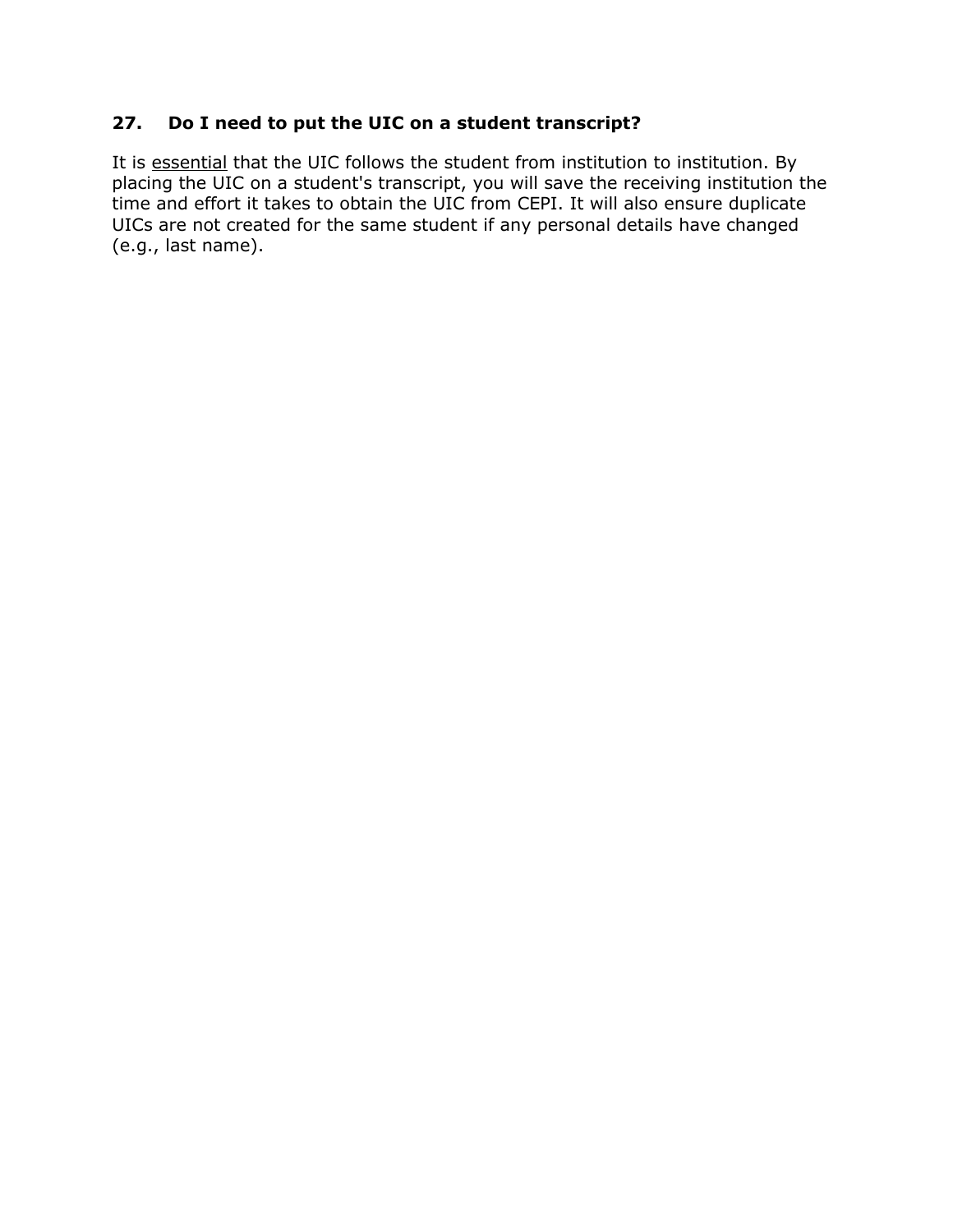### 27. Do I need to put the UIC on a student transcript?

It is <u>essential</u> that the UIC follows the student from institution to institution. By placing the UIC on a student's transcript, you will save the receiving institution the time and effort it takes to obtain the UIC from CEPI. It will also ensure duplicate UICs are not created for the same student if any personal details have changed (e.g., last name).